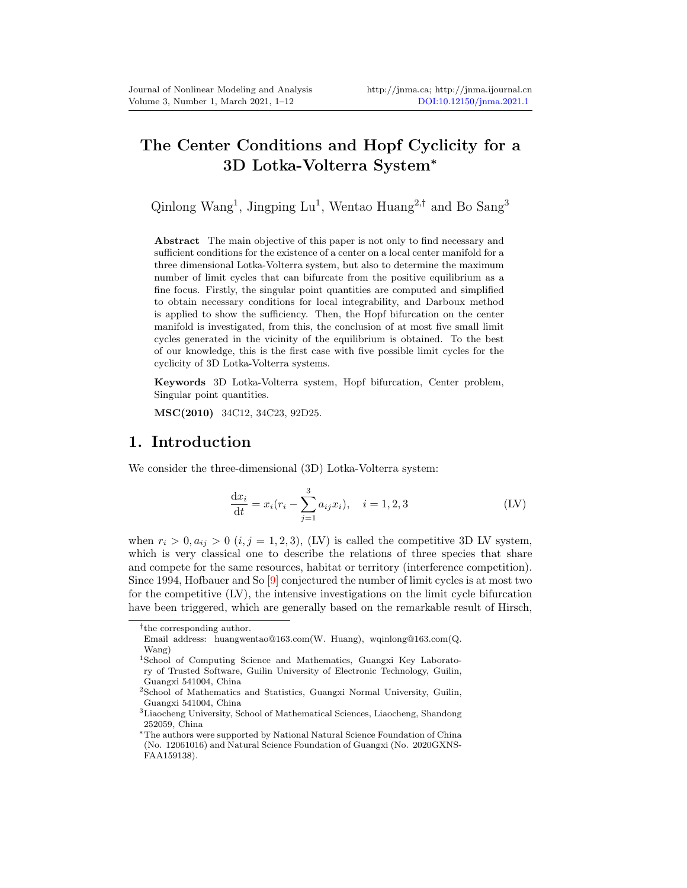# The Center Conditions and Hopf Cyclicity for a 3D Lotka-Volterra System*

Qinlong Wang[1], Jingping Lu[1], Wentao Huang[2,†] and Bo Sang[3]

**Abstract** The main objective of this paper is not only to find necessary and sufficient conditions for the existence of a center on a local center manifold for a three dimensional Lotka-Volterra system, but also to determine the maximum number of limit cycles that can bifurcate from the positive equilibrium as a fine focus. Firstly, the singular point quantities are computed and simplified to obtain necessary conditions for local integrability, and Darboux method is applied to show the sufficiency. Then, the Hopf bifurcation on the center manifold is investigated, from this, the conclusion of at most five small limit cycles generated in the vicinity of the equilibrium is obtained. To the best of our knowledge, this is the first case with five possible limit cycles for the cyclicity of 3D Lotka-Volterra systems.

**Keywords** 3D Lotka-Volterra system, Hopf bifurcation, Center problem, Singular point quantities.

**MSC(2010)** 34C12, 34C23, 92D25.

## 1. Introduction

We consider the three-dimensional (3D) Lotka-Volterra system:

$$\frac{\mathrm{d}x_i}{\mathrm{d}t} = x_i(r_i - \sum_{j=1}^{3} a_{ij}x_i), \quad i = 1, 2, 3 \tag{LV}$$

when $r_i > 0, a_{ij} > 0$ $(i, j = 1, 2, 3)$, (LV) is called the competitive 3D LV system, which is very classical one to describe the relations of three species that share and compete for the same resources, habitat or territory (interference competition). Since 1994, Hofbauer and So [9] conjectured the number of limit cycles is at most two for the competitive (LV), the intensive investigations on the limit cycle bifurcation have been triggered, which are generally based on the remarkable result of Hirsch,

---

†the corresponding author.
Email address: huangwentao@163.com(W. Huang), wqinlong@163.com(Q. Wang)

[1]School of Computing Science and Mathematics, Guangxi Key Laboratory of Trusted Software, Guilin University of Electronic Technology, Guilin, Guangxi 541004, China

[2]School of Mathematics and Statistics, Guangxi Normal University, Guilin, Guangxi 541004, China

[3]Liaocheng University, School of Mathematical Sciences, Liaocheng, Shandong 252059, China

*The authors were supported by National Natural Science Foundation of China (No. 12061016) and Natural Science Foundation of Guangxi (No. 2020GXNSFAA159138).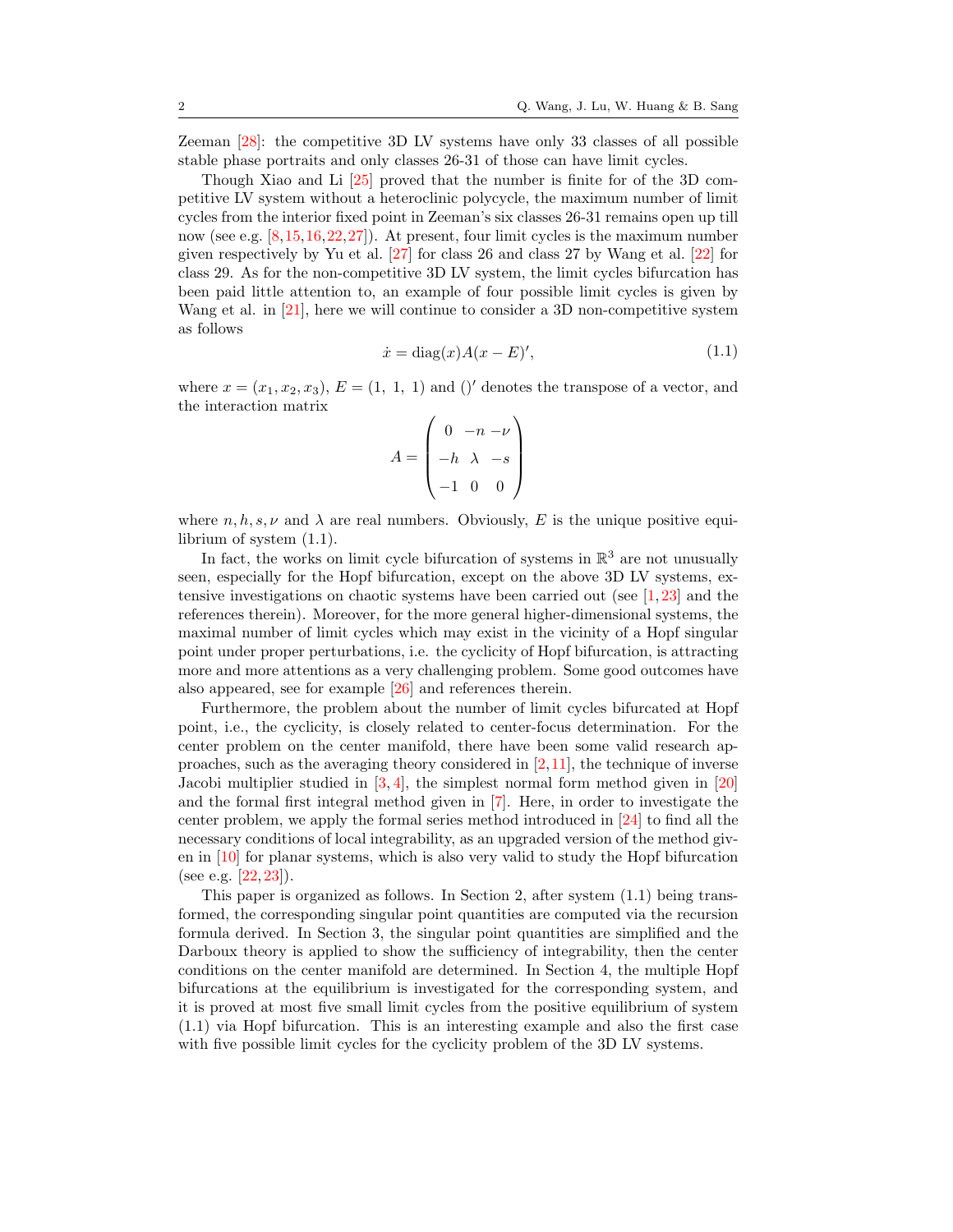Zeeman [28]: the competitive 3D LV systems have only 33 classes of all possible stable phase portraits and only classes 26-31 of those can have limit cycles.

Though Xiao and Li [25] proved that the number is finite for of the 3D competitive LV system without a heteroclinic polycycle, the maximum number of limit cycles from the interior fixed point in Zeeman's six classes 26-31 remains open up till now (see e.g. [8,15,16,22,27]). At present, four limit cycles is the maximum number given respectively by Yu et al. [27] for class 26 and class 27 by Wang et al. [22] for class 29. As for the non-competitive 3D LV system, the limit cycles bifurcation has been paid little attention to, an example of four possible limit cycles is given by Wang et al. in [21], here we will continue to consider a 3D non-competitive system as follows

$$\dot{x} = \mathrm{diag}(x)A(x-E)', \tag{1.1}$$

where $x = (x_1, x_2, x_3)$, $E = (1,\ 1,\ 1)$ and $()'$ denotes the transpose of a vector, and the interaction matrix

$$A = \begin{pmatrix} 0 & -n & -\nu \\ -h & \lambda & -s \\ -1 & 0 & 0 \end{pmatrix}$$

where $n, h, s, \nu$ and $\lambda$ are real numbers. Obviously, $E$ is the unique positive equilibrium of system (1.1).

In fact, the works on limit cycle bifurcation of systems in $\mathbb{R}^3$ are not unusually seen, especially for the Hopf bifurcation, except on the above 3D LV systems, extensive investigations on chaotic systems have been carried out (see [1,23] and the references therein). Moreover, for the more general higher-dimensional systems, the maximal number of limit cycles which may exist in the vicinity of a Hopf singular point under proper perturbations, i.e. the cyclicity of Hopf bifurcation, is attracting more and more attentions as a very challenging problem. Some good outcomes have also appeared, see for example [26] and references therein.

Furthermore, the problem about the number of limit cycles bifurcated at Hopf point, i.e., the cyclicity, is closely related to center-focus determination. For the center problem on the center manifold, there have been some valid research approaches, such as the averaging theory considered in [2,11], the technique of inverse Jacobi multiplier studied in [3,4], the simplest normal form method given in [20] and the formal first integral method given in [7]. Here, in order to investigate the center problem, we apply the formal series method introduced in [24] to find all the necessary conditions of local integrability, as an upgraded version of the method given in [10] for planar systems, which is also very valid to study the Hopf bifurcation (see e.g. [22,23]).

This paper is organized as follows. In Section 2, after system (1.1) being transformed, the corresponding singular point quantities are computed via the recursion formula derived. In Section 3, the singular point quantities are simplified and the Darboux theory is applied to show the sufficiency of integrability, then the center conditions on the center manifold are determined. In Section 4, the multiple Hopf bifurcations at the equilibrium is investigated for the corresponding system, and it is proved at most five small limit cycles from the positive equilibrium of system (1.1) via Hopf bifurcation. This is an interesting example and also the first case with five possible limit cycles for the cyclicity problem of the 3D LV systems.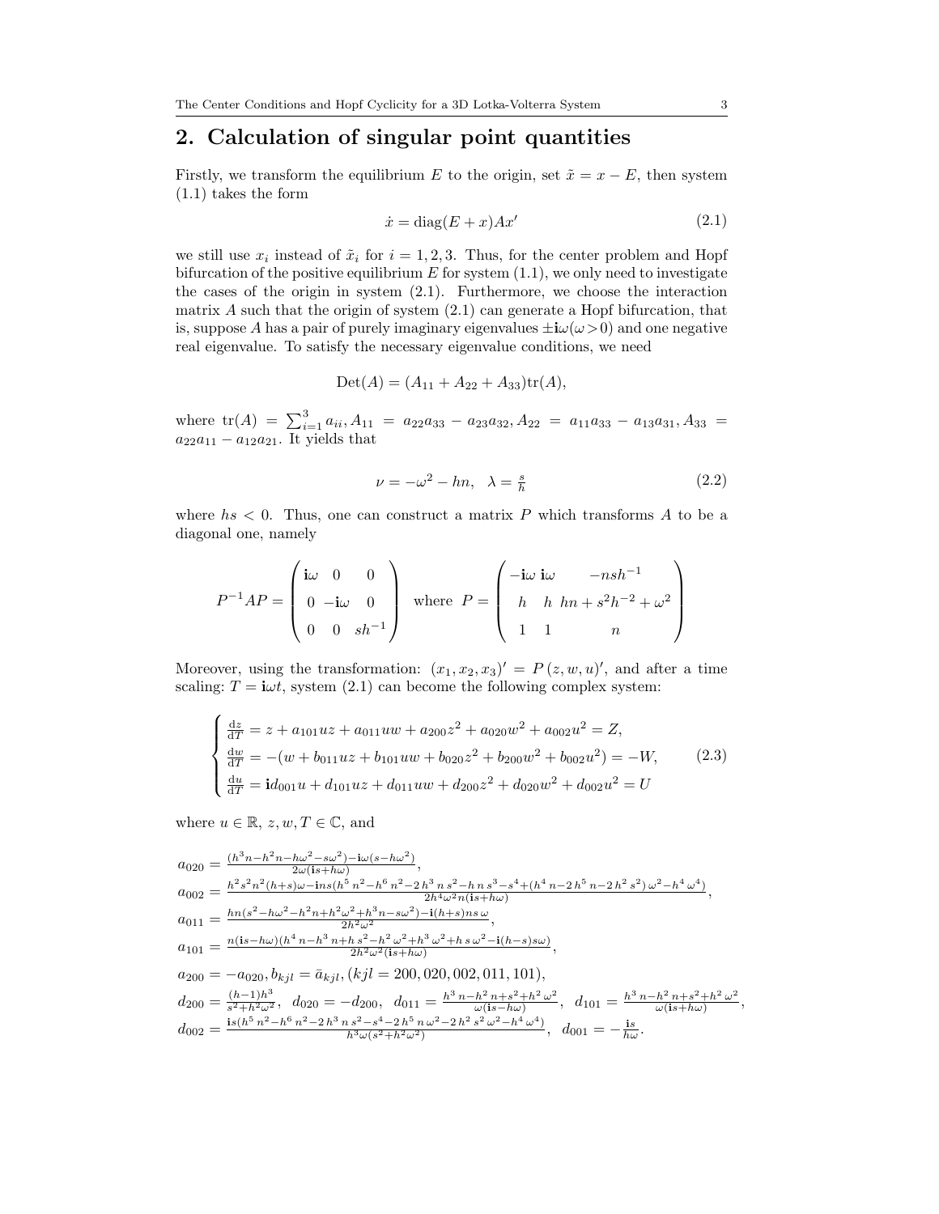## 2. Calculation of singular point quantities

Firstly, we transform the equilibrium $E$ to the origin, set $\tilde{x} = x - E$, then system (1.1) takes the form

$$\dot{x} = \mathrm{diag}(E + x)Ax' \tag{2.1}$$

we still use $x_i$ instead of $\tilde{x}_i$ for $i = 1, 2, 3$. Thus, for the center problem and Hopf bifurcation of the positive equilibrium $E$ for system (1.1), we only need to investigate the cases of the origin in system (2.1). Furthermore, we choose the interaction matrix $A$ such that the origin of system (2.1) can generate a Hopf bifurcation, that is, suppose $A$ has a pair of purely imaginary eigenvalues $\pm\mathbf{i}\omega(\omega > 0)$ and one negative real eigenvalue. To satisfy the necessary eigenvalue conditions, we need

$$\mathrm{Det}(A) = (A_{11} + A_{22} + A_{33})\mathrm{tr}(A),$$

where $\mathrm{tr}(A) = \sum_{i=1}^{3} a_{ii}$, $A_{11} = a_{22}a_{33} - a_{23}a_{32}$, $A_{22} = a_{11}a_{33} - a_{13}a_{31}$, $A_{33} = a_{22}a_{11} - a_{12}a_{21}$. It yields that

$$\nu = -\omega^2 - hn, \quad \lambda = \tfrac{s}{h} \tag{2.2}$$

where $hs < 0$. Thus, one can construct a matrix $P$ which transforms $A$ to be a diagonal one, namely

$$P^{-1}AP = \begin{pmatrix} \mathbf{i}\omega & 0 & 0 \\ 0 & -\mathbf{i}\omega & 0 \\ 0 & 0 & sh^{-1} \end{pmatrix} \quad \text{where} \quad P = \begin{pmatrix} -\mathbf{i}\omega & \mathbf{i}\omega & -nsh^{-1} \\ h & h & hn + s^2h^{-2} + \omega^2 \\ 1 & 1 & n \end{pmatrix}$$

Moreover, using the transformation: $(x_1, x_2, x_3)' = P\,(z, w, u)'$, and after a time scaling: $T = \mathbf{i}\omega t$, system (2.1) can become the following complex system:

$$\begin{cases} \frac{\mathrm{d}z}{\mathrm{d}T} = z + a_{101}uz + a_{011}uw + a_{200}z^2 + a_{020}w^2 + a_{002}u^2 = Z, \\ \frac{\mathrm{d}w}{\mathrm{d}T} = -(w + b_{011}uz + b_{101}uw + b_{020}z^2 + b_{200}w^2 + b_{002}u^2) = -W, \\ \frac{\mathrm{d}u}{\mathrm{d}T} = \mathbf{i}d_{001}u + d_{101}uz + d_{011}uw + d_{200}z^2 + d_{020}w^2 + d_{002}u^2 = U \end{cases} \tag{2.3}$$

where $u \in \mathbb{R}$, $z, w, T \in \mathbb{C}$, and

$a_{020} = \frac{(h^3n - h^2n - h\omega^2 - s\omega^2) - \mathbf{i}\omega(s - h\omega^2)}{2\omega(\mathbf{i}s + h\omega)}$,

$a_{002} = \frac{h^2s^2n^2(h+s)\omega - \mathbf{i}ns(h^5\,n^2 - h^6\,n^2 - 2\,h^3\,n\,s^2 - h\,n\,s^3 - s^4 + (h^4\,n - 2\,h^5\,n - 2\,h^2\,s^2)\,\omega^2 - h^4\,\omega^4)}{2h^4\omega^2n(\mathbf{i}s + h\omega)}$,

$a_{011} = \frac{hn(s^2 - h\omega^2 - h^2n + h^2\omega^2 + h^3n - s\omega^2) - \mathbf{i}(h+s)ns\,\omega}{2h^2\omega^2}$,

$a_{101} = \frac{n(\mathbf{i}s - h\omega)(h^4\,n - h^3\,n + h\,s^2 - h^2\,\omega^2 + h^3\,\omega^2 + h\,s\,\omega^2 - \mathbf{i}(h-s)s\omega)}{2h^2\omega^2(\mathbf{i}s + h\omega)}$,

$a_{200} = -a_{020}, b_{kjl} = \bar{a}_{kjl}, (kjl = 200, 020, 002, 011, 101)$,

$d_{200} = \frac{(h-1)h^3}{s^2 + h^2\omega^2}$, $\quad d_{020} = -d_{200}$, $\quad d_{011} = \frac{h^3\,n - h^2\,n + s^2 + h^2\,\omega^2}{\omega(\mathbf{i}s - h\omega)}$, $\quad d_{101} = \frac{h^3\,n - h^2\,n + s^2 + h^2\,\omega^2}{\omega(\mathbf{i}s + h\omega)}$,

$d_{002} = \frac{\mathbf{i}s(h^5\,n^2 - h^6\,n^2 - 2\,h^3\,n\,s^2 - s^4 - 2\,h^5\,n\,\omega^2 - 2\,h^2\,s^2\,\omega^2 - h^4\,\omega^4)}{h^3\omega(s^2 + h^2\omega^2)}$, $\quad d_{001} = -\frac{\mathbf{i}s}{h\omega}$.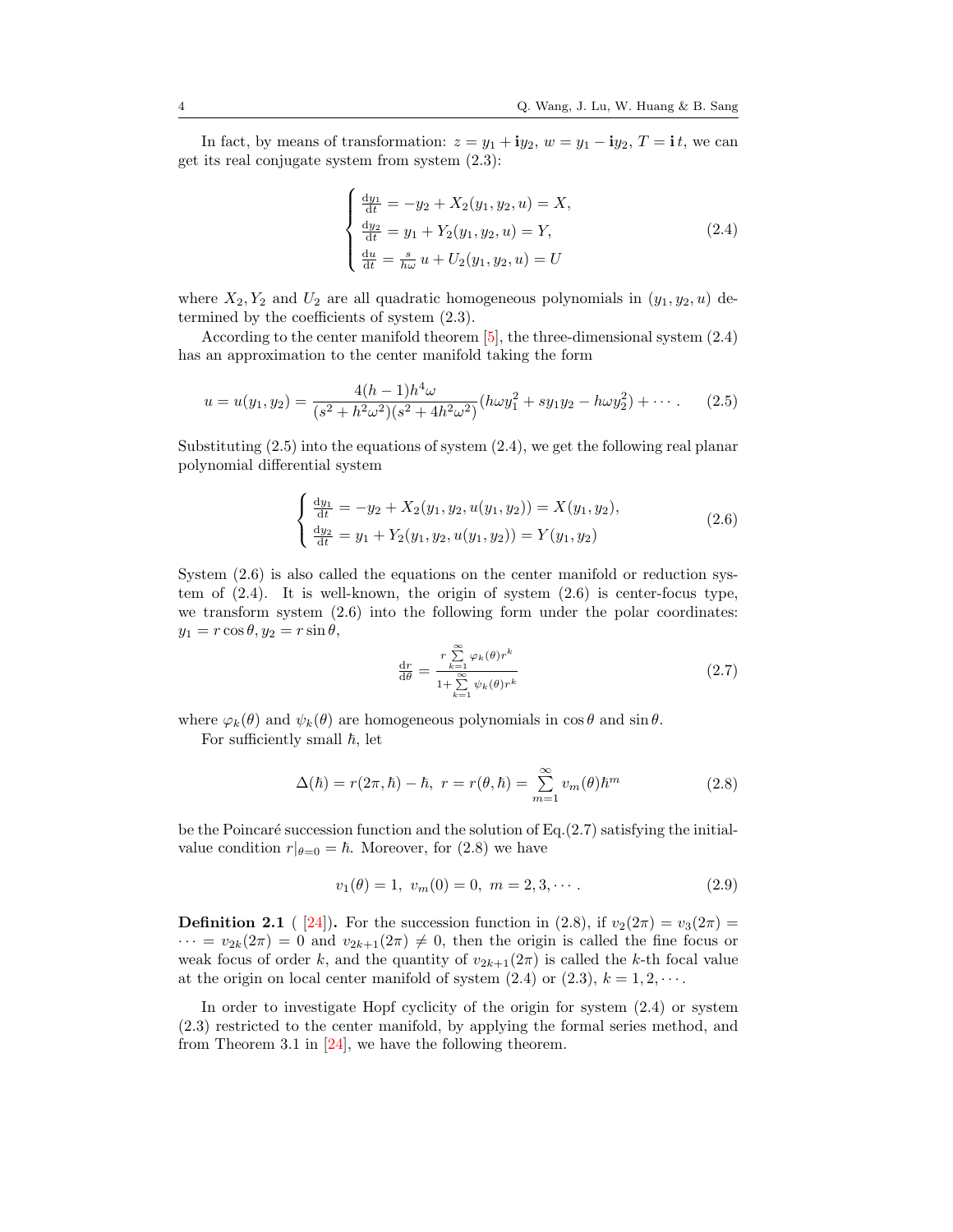In fact, by means of transformation: $z = y_1 + \mathbf{i} y_2$, $w = y_1 - \mathbf{i} y_2$, $T = \mathbf{i}\, t$, we can get its real conjugate system from system (2.3):

$$
\begin{cases}
\frac{\mathrm{d}y_1}{\mathrm{d}t} = -y_2 + X_2(y_1, y_2, u) = X, \\
\frac{\mathrm{d}y_2}{\mathrm{d}t} = y_1 + Y_2(y_1, y_2, u) = Y, \\
\frac{\mathrm{d}u}{\mathrm{d}t} = \frac{s}{h\omega}\, u + U_2(y_1, y_2, u) = U
\end{cases}
\tag{2.4}
$$

where $X_2, Y_2$ and $U_2$ are all quadratic homogeneous polynomials in $(y_1, y_2, u)$ determined by the coefficients of system (2.3).

According to the center manifold theorem [5], the three-dimensional system (2.4) has an approximation to the center manifold taking the form

$$
u = u(y_1, y_2) = \frac{4(h-1)h^4\omega}{(s^2 + h^2\omega^2)(s^2 + 4h^2\omega^2)}(h\omega y_1^2 + s y_1 y_2 - h\omega y_2^2) + \cdots. \tag{2.5}
$$

Substituting (2.5) into the equations of system (2.4), we get the following real planar polynomial differential system

$$
\begin{cases}
\frac{\mathrm{d}y_1}{\mathrm{d}t} = -y_2 + X_2(y_1, y_2, u(y_1, y_2)) = X(y_1, y_2), \\
\frac{\mathrm{d}y_2}{\mathrm{d}t} = y_1 + Y_2(y_1, y_2, u(y_1, y_2)) = Y(y_1, y_2)
\end{cases}
\tag{2.6}
$$

System (2.6) is also called the equations on the center manifold or reduction system of (2.4). It is well-known, the origin of system (2.6) is center-focus type, we transform system (2.6) into the following form under the polar coordinates: $y_1 = r\cos\theta, y_2 = r\sin\theta$,

$$
\frac{\mathrm{d}r}{\mathrm{d}\theta} = \frac{r\sum\limits_{k=1}^{\infty}\varphi_k(\theta)r^k}{1 + \sum\limits_{k=1}^{\infty}\psi_k(\theta)r^k} \tag{2.7}
$$

where $\varphi_k(\theta)$ and $\psi_k(\theta)$ are homogeneous polynomials in $\cos\theta$ and $\sin\theta$.

For sufficiently small $\hbar$, let

$$
\Delta(\hbar) = r(2\pi, \hbar) - \hbar,\ r = r(\theta, \hbar) = \sum_{m=1}^{\infty} v_m(\theta)\hbar^m \tag{2.8}
$$

be the Poincaré succession function and the solution of Eq.(2.7) satisfying the initial-value condition $r|_{\theta=0} = \hbar$. Moreover, for (2.8) we have

$$
v_1(\theta) = 1,\ v_m(0) = 0,\ m = 2, 3, \cdots. \tag{2.9}
$$

**Definition 2.1** ( [24]). For the succession function in (2.8), if $v_2(2\pi) = v_3(2\pi) = \cdots = v_{2k}(2\pi) = 0$ and $v_{2k+1}(2\pi) \neq 0$, then the origin is called the fine focus or weak focus of order $k$, and the quantity of $v_{2k+1}(2\pi)$ is called the $k$-th focal value at the origin on local center manifold of system (2.4) or (2.3), $k = 1, 2, \cdots$.

In order to investigate Hopf cyclicity of the origin for system (2.4) or system (2.3) restricted to the center manifold, by applying the formal series method, and from Theorem 3.1 in [24], we have the following theorem.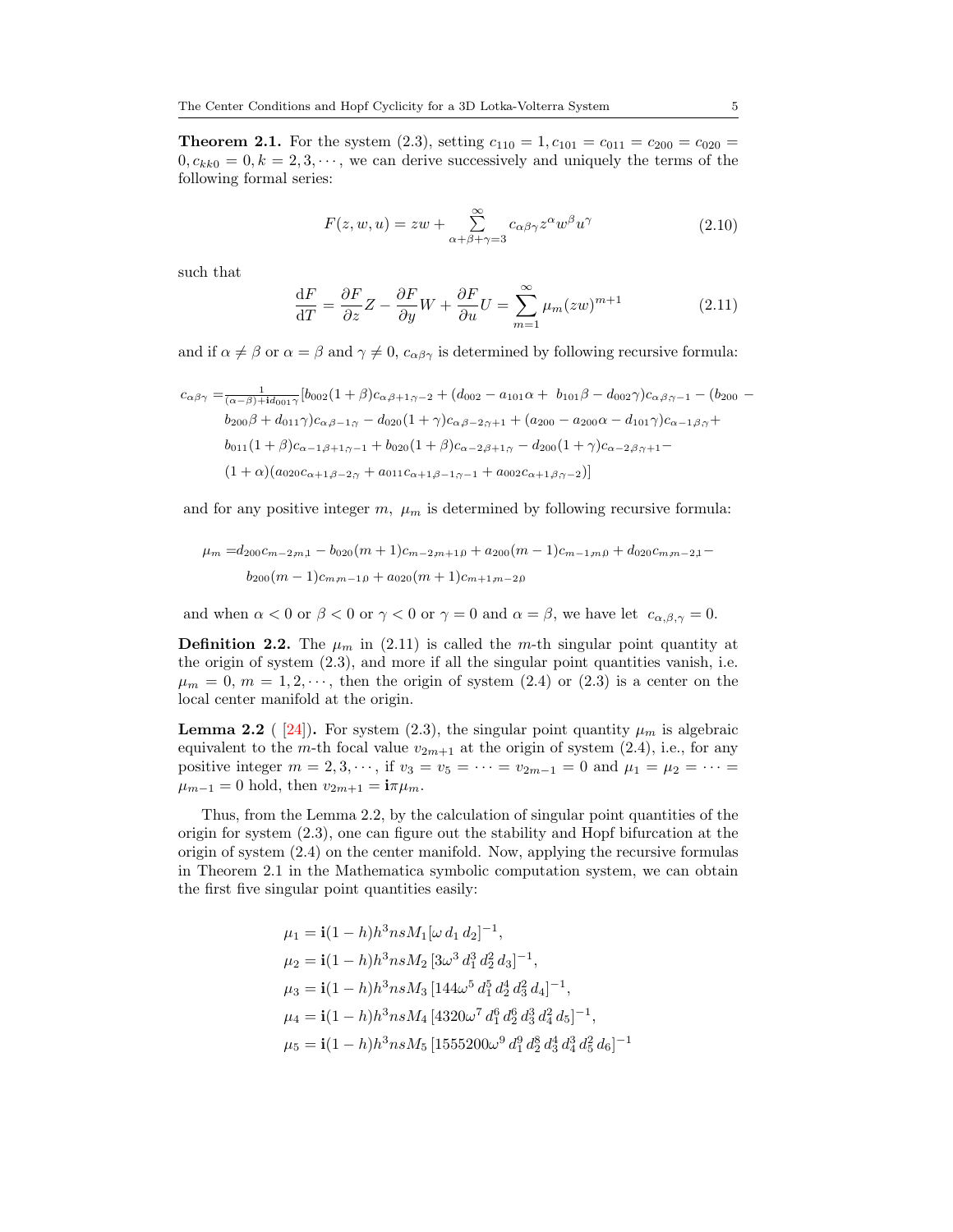**Theorem 2.1.** For the system (2.3), setting $c_{110} = 1, c_{101} = c_{011} = c_{200} = c_{020} = 0, c_{kk0} = 0, k = 2, 3, \cdots$, we can derive successively and uniquely the terms of the following formal series:

$$F(z, w, u) = zw + \sum_{\alpha+\beta+\gamma=3}^{\infty} c_{\alpha\beta\gamma} z^\alpha w^\beta u^\gamma \tag{2.10}$$

such that

$$\frac{\mathrm{d}F}{\mathrm{d}T} = \frac{\partial F}{\partial z} Z - \frac{\partial F}{\partial y} W + \frac{\partial F}{\partial u} U = \sum_{m=1}^{\infty} \mu_m (zw)^{m+1} \tag{2.11}$$

and if $\alpha \neq \beta$ or $\alpha = \beta$ and $\gamma \neq 0$, $c_{\alpha\beta\gamma}$ is determined by following recursive formula:

$$\begin{aligned}
c_{\alpha\beta\gamma} =& \tfrac{1}{(\alpha-\beta)+\mathbf{i}d_{001}\gamma}[b_{002}(1+\beta)c_{\alpha,\beta+1,\gamma-2} + (d_{002} - a_{101}\alpha + \ b_{101}\beta - d_{002}\gamma)c_{\alpha,\beta,\gamma-1} - (b_{200} - \\
& b_{200}\beta + d_{011}\gamma)c_{\alpha,\beta-1,\gamma} - d_{020}(1+\gamma)c_{\alpha,\beta-2,\gamma+1} + (a_{200} - a_{200}\alpha - d_{101}\gamma)c_{\alpha-1,\beta,\gamma} + \\
& b_{011}(1+\beta)c_{\alpha-1,\beta+1,\gamma-1} + b_{020}(1+\beta)c_{\alpha-2,\beta+1,\gamma} - d_{200}(1+\gamma)c_{\alpha-2,\beta,\gamma+1} - \\
& (1+\alpha)(a_{020}c_{\alpha+1,\beta-2,\gamma} + a_{011}c_{\alpha+1,\beta-1,\gamma-1} + a_{002}c_{\alpha+1,\beta,\gamma-2})]
\end{aligned}$$

and for any positive integer $m$, $\mu_m$ is determined by following recursive formula:

$$\begin{aligned}
\mu_m =& d_{200}c_{m-2,m,1} - b_{020}(m+1)c_{m-2,m+1,0} + a_{200}(m-1)c_{m-1,m,0} + d_{020}c_{m,m-2,1} - \\
& b_{200}(m-1)c_{m,m-1,0} + a_{020}(m+1)c_{m+1,m-2,0}
\end{aligned}$$

and when $\alpha < 0$ or $\beta < 0$ or $\gamma < 0$ or $\gamma = 0$ and $\alpha = \beta$, we have let $c_{\alpha,\beta,\gamma} = 0$.

**Definition 2.2.** The $\mu_m$ in (2.11) is called the $m$-th singular point quantity at the origin of system (2.3), and more if all the singular point quantities vanish, i.e. $\mu_m = 0$, $m = 1, 2, \cdots$, then the origin of system (2.4) or (2.3) is a center on the local center manifold at the origin.

**Lemma 2.2** ( [24]). For system (2.3), the singular point quantity $\mu_m$ is algebraic equivalent to the $m$-th focal value $v_{2m+1}$ at the origin of system (2.4), i.e., for any positive integer $m = 2, 3, \cdots$, if $v_3 = v_5 = \cdots = v_{2m-1} = 0$ and $\mu_1 = \mu_2 = \cdots = \mu_{m-1} = 0$ hold, then $v_{2m+1} = \mathbf{i}\pi\mu_m$.

Thus, from the Lemma 2.2, by the calculation of singular point quantities of the origin for system (2.3), one can figure out the stability and Hopf bifurcation at the origin of system (2.4) on the center manifold. Now, applying the recursive formulas in Theorem 2.1 in the Mathematica symbolic computation system, we can obtain the first five singular point quantities easily:

$$\begin{aligned}
\mu_1 &= \mathbf{i}(1-h)h^3 nsM_1[\omega\, d_1\, d_2]^{-1}, \\
\mu_2 &= \mathbf{i}(1-h)h^3 nsM_2\,[3\omega^3\, d_1^3\, d_2^2\, d_3]^{-1}, \\
\mu_3 &= \mathbf{i}(1-h)h^3 nsM_3\,[144\omega^5\, d_1^5\, d_2^4\, d_3^2\, d_4]^{-1}, \\
\mu_4 &= \mathbf{i}(1-h)h^3 nsM_4\,[4320\omega^7\, d_1^6\, d_2^6\, d_3^3\, d_4^2\, d_5]^{-1}, \\
\mu_5 &= \mathbf{i}(1-h)h^3 nsM_5\,[1555200\omega^9\, d_1^9\, d_2^8\, d_3^4\, d_4^3\, d_5^2\, d_6]^{-1}
\end{aligned}$$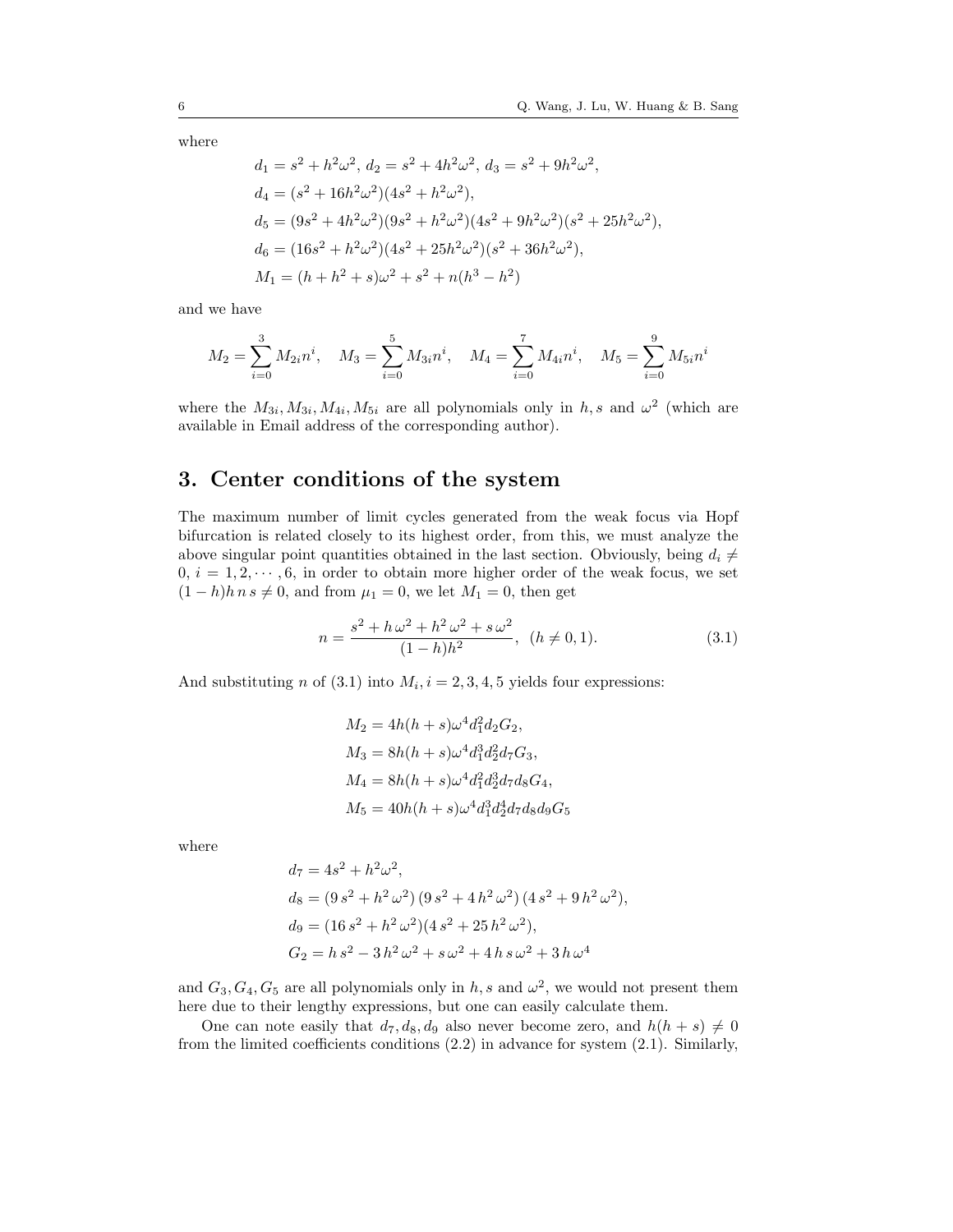where

$$
\begin{aligned}
&d_1 = s^2 + h^2\omega^2,\ d_2 = s^2 + 4h^2\omega^2,\ d_3 = s^2 + 9h^2\omega^2,\\
&d_4 = (s^2 + 16h^2\omega^2)(4s^2 + h^2\omega^2),\\
&d_5 = (9s^2 + 4h^2\omega^2)(9s^2 + h^2\omega^2)(4s^2 + 9h^2\omega^2)(s^2 + 25h^2\omega^2),\\
&d_6 = (16s^2 + h^2\omega^2)(4s^2 + 25h^2\omega^2)(s^2 + 36h^2\omega^2),\\
&M_1 = (h + h^2 + s)\omega^2 + s^2 + n(h^3 - h^2)
\end{aligned}
$$

and we have

$$
M_2 = \sum_{i=0}^{3} M_{2i} n^i, \quad M_3 = \sum_{i=0}^{5} M_{3i} n^i, \quad M_4 = \sum_{i=0}^{7} M_{4i} n^i, \quad M_5 = \sum_{i=0}^{9} M_{5i} n^i
$$

where the $M_{3i}, M_{3i}, M_{4i}, M_{5i}$ are all polynomials only in $h, s$ and $\omega^2$ (which are available in Email address of the corresponding author).

## 3. Center conditions of the system

The maximum number of limit cycles generated from the weak focus via Hopf bifurcation is related closely to its highest order, from this, we must analyze the above singular point quantities obtained in the last section. Obviously, being $d_i \neq 0,\ i = 1, 2, \cdots, 6$, in order to obtain more higher order of the weak focus, we set $(1-h)h\,n\,s \neq 0$, and from $\mu_1 = 0$, we let $M_1 = 0$, then get

$$
n = \frac{s^2 + h\,\omega^2 + h^2\,\omega^2 + s\,\omega^2}{(1-h)h^2}, \quad (h \neq 0, 1). \tag{3.1}
$$

And substituting $n$ of (3.1) into $M_i, i = 2, 3, 4, 5$ yields four expressions:

$$
\begin{aligned}
&M_2 = 4h(h+s)\omega^4 d_1^2 d_2 G_2,\\
&M_3 = 8h(h+s)\omega^4 d_1^3 d_2^2 d_7 G_3,\\
&M_4 = 8h(h+s)\omega^4 d_1^2 d_2^3 d_7 d_8 G_4,\\
&M_5 = 40h(h+s)\omega^4 d_1^3 d_2^4 d_7 d_8 d_9 G_5
\end{aligned}
$$

where

$$
\begin{aligned}
&d_7 = 4s^2 + h^2\omega^2,\\
&d_8 = (9\,s^2 + h^2\,\omega^2)\,(9\,s^2 + 4\,h^2\,\omega^2)\,(4\,s^2 + 9\,h^2\,\omega^2),\\
&d_9 = (16\,s^2 + h^2\,\omega^2)(4\,s^2 + 25\,h^2\,\omega^2),\\
&G_2 = h\,s^2 - 3\,h^2\,\omega^2 + s\,\omega^2 + 4\,h\,s\,\omega^2 + 3\,h\,\omega^4
\end{aligned}
$$

and $G_3, G_4, G_5$ are all polynomials only in $h, s$ and $\omega^2$, we would not present them here due to their lengthy expressions, but one can easily calculate them.

One can note easily that $d_7, d_8, d_9$ also never become zero, and $h(h+s) \neq 0$ from the limited coefficients conditions (2.2) in advance for system (2.1). Similarly,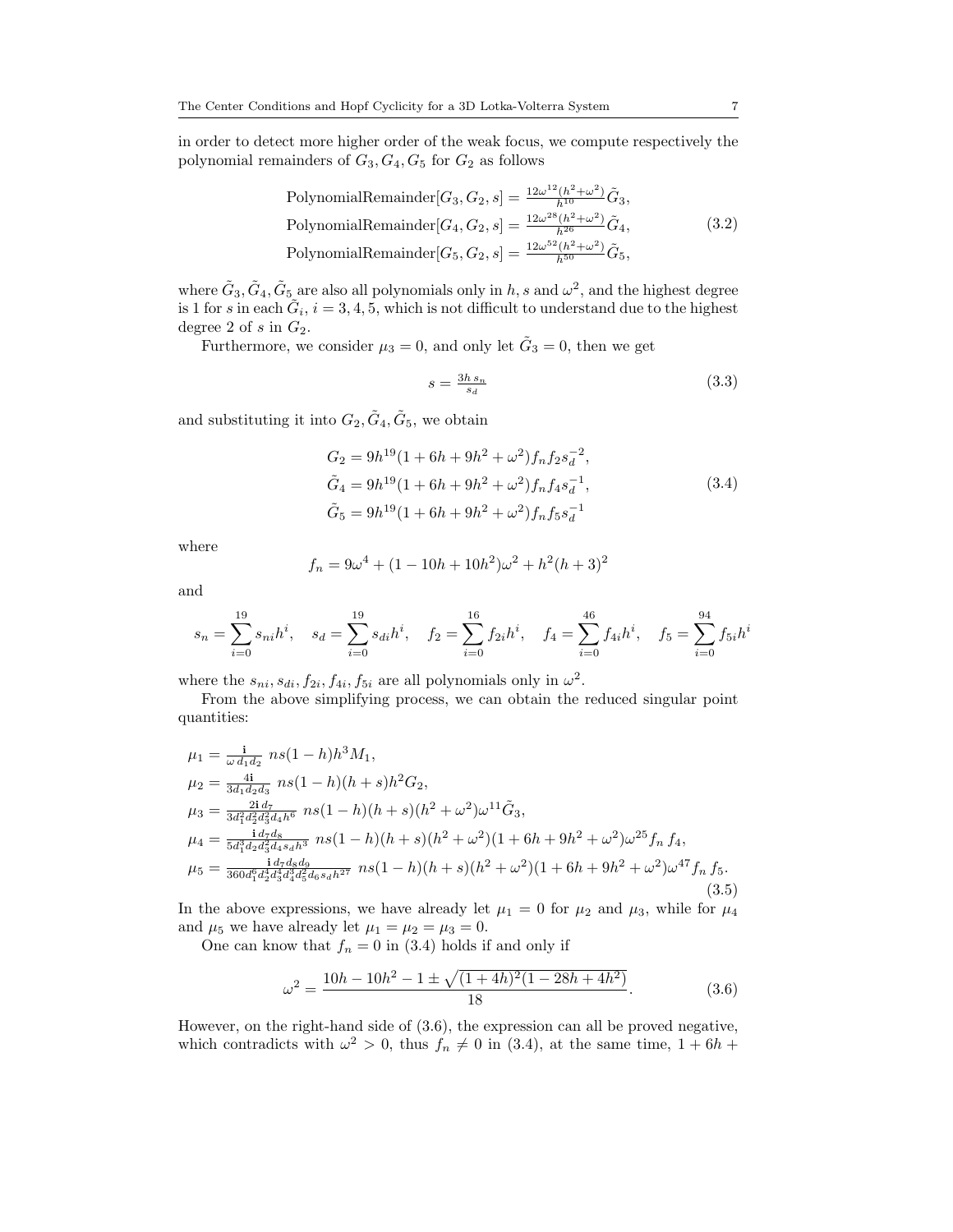in order to detect more higher order of the weak focus, we compute respectively the polynomial remainders of $G_3, G_4, G_5$ for $G_2$ as follows

$$
\begin{aligned}
\text{PolynomialRemainder}[G_3, G_2, s] &= \tfrac{12\omega^{12}(h^2+\omega^2)}{h^{10}}\tilde{G}_3,\\
\text{PolynomialRemainder}[G_4, G_2, s] &= \tfrac{12\omega^{28}(h^2+\omega^2)}{h^{26}}\tilde{G}_4,\\
\text{PolynomialRemainder}[G_5, G_2, s] &= \tfrac{12\omega^{52}(h^2+\omega^2)}{h^{50}}\tilde{G}_5,
\end{aligned}
\tag{3.2}
$$

where $\tilde{G}_3, \tilde{G}_4, \tilde{G}_5$ are also all polynomials only in $h, s$ and $\omega^2$, and the highest degree is 1 for $s$ in each $\tilde{G}_i$, $i = 3, 4, 5$, which is not difficult to understand due to the highest degree 2 of $s$ in $G_2$.

Furthermore, we consider $\mu_3 = 0$, and only let $\tilde{G}_3 = 0$, then we get

$$
s = \tfrac{3h\, s_n}{s_d} \tag{3.3}
$$

and substituting it into $G_2, \tilde{G}_4, \tilde{G}_5$, we obtain

$$
\begin{aligned}
G_2 &= 9h^{19}(1+6h+9h^2+\omega^2) f_n f_2 s_d^{-2},\\
\tilde{G}_4 &= 9h^{19}(1+6h+9h^2+\omega^2) f_n f_4 s_d^{-1},\\
\tilde{G}_5 &= 9h^{19}(1+6h+9h^2+\omega^2) f_n f_5 s_d^{-1}
\end{aligned}
\tag{3.4}
$$

where

$$
f_n = 9\omega^4 + (1 - 10h + 10h^2)\omega^2 + h^2(h+3)^2
$$

and

$$
s_n = \sum_{i=0}^{19} s_{ni} h^i, \quad s_d = \sum_{i=0}^{19} s_{di} h^i, \quad f_2 = \sum_{i=0}^{16} f_{2i} h^i, \quad f_4 = \sum_{i=0}^{46} f_{4i} h^i, \quad f_5 = \sum_{i=0}^{94} f_{5i} h^i
$$

where the $s_{ni}, s_{di}, f_{2i}, f_{4i}, f_{5i}$ are all polynomials only in $\omega^2$.

From the above simplifying process, we can obtain the reduced singular point quantities:

$$
\begin{aligned}
\mu_1 &= \tfrac{\mathbf{i}}{\omega\, d_1 d_2}\ ns(1-h)h^3 M_1,\\
\mu_2 &= \tfrac{4\mathbf{i}}{3 d_1 d_2 d_3}\ ns(1-h)(h+s)h^2 G_2,\\
\mu_3 &= \tfrac{2\mathbf{i}\, d_7}{3 d_1^2 d_2^2 d_3^2 d_4 h^6}\ ns(1-h)(h+s)(h^2+\omega^2)\omega^{11}\tilde{G}_3,\\
\mu_4 &= \tfrac{\mathbf{i}\, d_7 d_8}{5 d_1^3 d_2 d_3^2 d_4 s_d h^3}\ ns(1-h)(h+s)(h^2+\omega^2)(1+6h+9h^2+\omega^2)\omega^{25} f_n\, f_4,\\
\mu_5 &= \tfrac{\mathbf{i}\, d_7 d_8 d_9}{360 d_1^6 d_2^4 d_3^4 d_4^3 d_5^2 d_6 s_d h^{27}}\ ns(1-h)(h+s)(h^2+\omega^2)(1+6h+9h^2+\omega^2)\omega^{47} f_n\, f_5.
\end{aligned}
\tag{3.5}
$$

In the above expressions, we have already let $\mu_1 = 0$ for $\mu_2$ and $\mu_3$, while for $\mu_4$ and $\mu_5$ we have already let $\mu_1 = \mu_2 = \mu_3 = 0$.

One can know that $f_n = 0$ in (3.4) holds if and only if

$$
\omega^2 = \frac{10h - 10h^2 - 1 \pm \sqrt{(1+4h)^2(1-28h+4h^2)}}{18}. \tag{3.6}
$$

However, on the right-hand side of (3.6), the expression can all be proved negative, which contradicts with $\omega^2 > 0$, thus $f_n \neq 0$ in (3.4), at the same time, $1 + 6h +$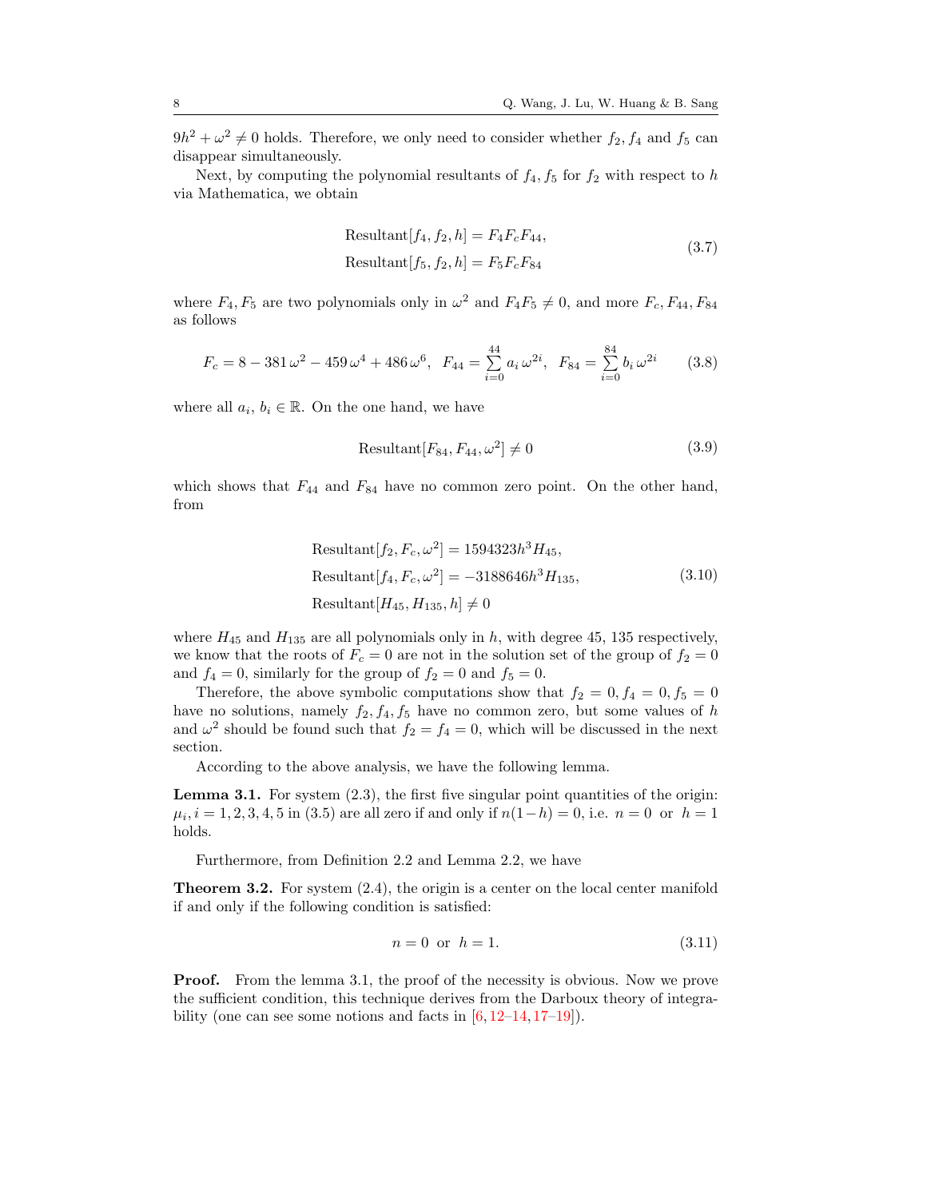$9h^2 + \omega^2 \neq 0$ holds. Therefore, we only need to consider whether $f_2, f_4$ and $f_5$ can disappear simultaneously.

Next, by computing the polynomial resultants of $f_4, f_5$ for $f_2$ with respect to $h$ via Mathematica, we obtain

$$
\begin{aligned}
&\text{Resultant}[f_4, f_2, h] = F_4 F_c F_{44},\\
&\text{Resultant}[f_5, f_2, h] = F_5 F_c F_{84}
\end{aligned}
\tag{3.7}
$$

where $F_4, F_5$ are two polynomials only in $\omega^2$ and $F_4 F_5 \neq 0$, and more $F_c, F_{44}, F_{84}$ as follows

$$
F_c = 8 - 381\,\omega^2 - 459\,\omega^4 + 486\,\omega^6, \quad F_{44} = \sum_{i=0}^{44} a_i\,\omega^{2i}, \quad F_{84} = \sum_{i=0}^{84} b_i\,\omega^{2i} \tag{3.8}
$$

where all $a_i,\ b_i \in \mathbb{R}$. On the one hand, we have

$$
\text{Resultant}[F_{84}, F_{44}, \omega^2] \neq 0 \tag{3.9}
$$

which shows that $F_{44}$ and $F_{84}$ have no common zero point. On the other hand, from

$$
\begin{aligned}
&\text{Resultant}[f_2, F_c, \omega^2] = 1594323 h^3 H_{45},\\
&\text{Resultant}[f_4, F_c, \omega^2] = -3188646 h^3 H_{135},\\
&\text{Resultant}[H_{45}, H_{135}, h] \neq 0
\end{aligned}
\tag{3.10}
$$

where $H_{45}$ and $H_{135}$ are all polynomials only in $h$, with degree 45, 135 respectively, we know that the roots of $F_c = 0$ are not in the solution set of the group of $f_2 = 0$ and $f_4 = 0$, similarly for the group of $f_2 = 0$ and $f_5 = 0$.

Therefore, the above symbolic computations show that $f_2 = 0, f_4 = 0, f_5 = 0$ have no solutions, namely $f_2, f_4, f_5$ have no common zero, but some values of $h$ and $\omega^2$ should be found such that $f_2 = f_4 = 0$, which will be discussed in the next section.

According to the above analysis, we have the following lemma.

**Lemma 3.1.** *For system (2.3), the first five singular point quantities of the origin: $\mu_i, i = 1, 2, 3, 4, 5$ in (3.5) are all zero if and only if $n(1-h) = 0$, i.e. $n = 0$ or $h = 1$ holds.*

Furthermore, from Definition 2.2 and Lemma 2.2, we have

**Theorem 3.2.** *For system (2.4), the origin is a center on the local center manifold if and only if the following condition is satisfied:*

$$
n = 0 \ \text{ or } \ h = 1. \tag{3.11}
$$

**Proof.** From the lemma 3.1, the proof of the necessity is obvious. Now we prove the sufficient condition, this technique derives from the Darboux theory of integrability (one can see some notions and facts in [6, 12–14, 17–19]).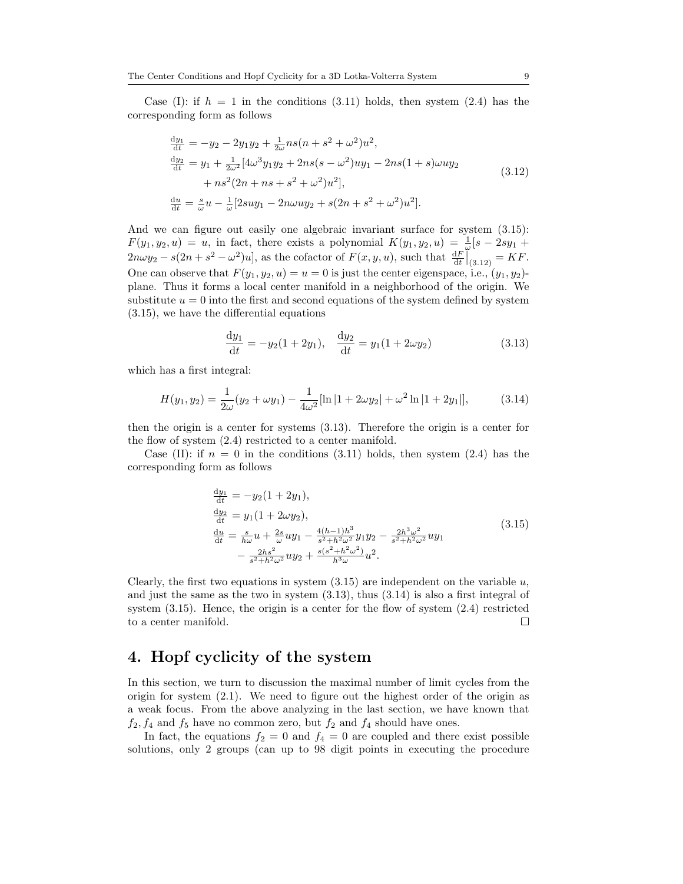Case (I): if $h = 1$ in the conditions (3.11) holds, then system (2.4) has the corresponding form as follows

$$
\begin{aligned}
\frac{\mathrm{d}y_1}{\mathrm{d}t} &= -y_2 - 2y_1y_2 + \tfrac{1}{2\omega}ns(n+s^2+\omega^2)u^2,\\
\frac{\mathrm{d}y_2}{\mathrm{d}t} &= y_1 + \tfrac{1}{2\omega^2}[4\omega^3y_1y_2 + 2ns(s-\omega^2)uy_1 - 2ns(1+s)\omega uy_2\\
&\quad + ns^2(2n+ns+s^2+\omega^2)u^2],\\
\frac{\mathrm{d}u}{\mathrm{d}t} &= \tfrac{s}{\omega}u - \tfrac{1}{\omega}[2suy_1 - 2n\omega uy_2 + s(2n+s^2+\omega^2)u^2].
\end{aligned}
\tag{3.12}
$$

And we can figure out easily one algebraic invariant surface for system (3.15): $F(y_1, y_2, u) = u$, in fact, there exists a polynomial $K(y_1, y_2, u) = \frac{1}{\omega}[s - 2sy_1 + 2n\omega y_2 - s(2n+s^2-\omega^2)u]$, as the cofactor of $F(x, y, u)$, such that $\frac{\mathrm{d}F}{\mathrm{d}t}\Big|_{(3.12)} = KF$. One can observe that $F(y_1, y_2, u) = u = 0$ is just the center eigenspace, i.e., $(y_1, y_2)$-plane. Thus it forms a local center manifold in a neighborhood of the origin. We substitute $u = 0$ into the first and second equations of the system defined by system (3.15), we have the differential equations

$$
\frac{\mathrm{d}y_1}{\mathrm{d}t} = -y_2(1+2y_1), \quad \frac{\mathrm{d}y_2}{\mathrm{d}t} = y_1(1+2\omega y_2)
\tag{3.13}
$$

which has a first integral:

$$
H(y_1, y_2) = \frac{1}{2\omega}(y_2 + \omega y_1) - \frac{1}{4\omega^2}[\ln|1+2\omega y_2| + \omega^2\ln|1+2y_1|],
\tag{3.14}
$$

then the origin is a center for systems (3.13). Therefore the origin is a center for the flow of system (2.4) restricted to a center manifold.

Case (II): if $n = 0$ in the conditions (3.11) holds, then system (2.4) has the corresponding form as follows

$$
\begin{aligned}
\frac{\mathrm{d}y_1}{\mathrm{d}t} &= -y_2(1+2y_1),\\
\frac{\mathrm{d}y_2}{\mathrm{d}t} &= y_1(1+2\omega y_2),\\
\frac{\mathrm{d}u}{\mathrm{d}t} &= \tfrac{s}{h\omega}u + \tfrac{2s}{\omega}uy_1 - \tfrac{4(h-1)h^3}{s^2+h^2\omega^2}y_1y_2 - \tfrac{2h^3\omega^2}{s^2+h^2\omega^2}uy_1\\
&\quad - \tfrac{2hs^2}{s^2+h^2\omega^2}uy_2 + \tfrac{s(s^2+h^2\omega^2)}{h^3\omega}u^2.
\end{aligned}
\tag{3.15}
$$

Clearly, the first two equations in system (3.15) are independent on the variable $u$, and just the same as the two in system (3.13), thus (3.14) is also a first integral of system (3.15). Hence, the origin is a center for the flow of system (2.4) restricted to a center manifold. □

# 4. Hopf cyclicity of the system

In this section, we turn to discussion the maximal number of limit cycles from the origin for system (2.1). We need to figure out the highest order of the origin as a weak focus. From the above analyzing in the last section, we have known that $f_2, f_4$ and $f_5$ have no common zero, but $f_2$ and $f_4$ should have ones.

In fact, the equations $f_2 = 0$ and $f_4 = 0$ are coupled and there exist possible solutions, only 2 groups (can up to 98 digit points in executing the procedure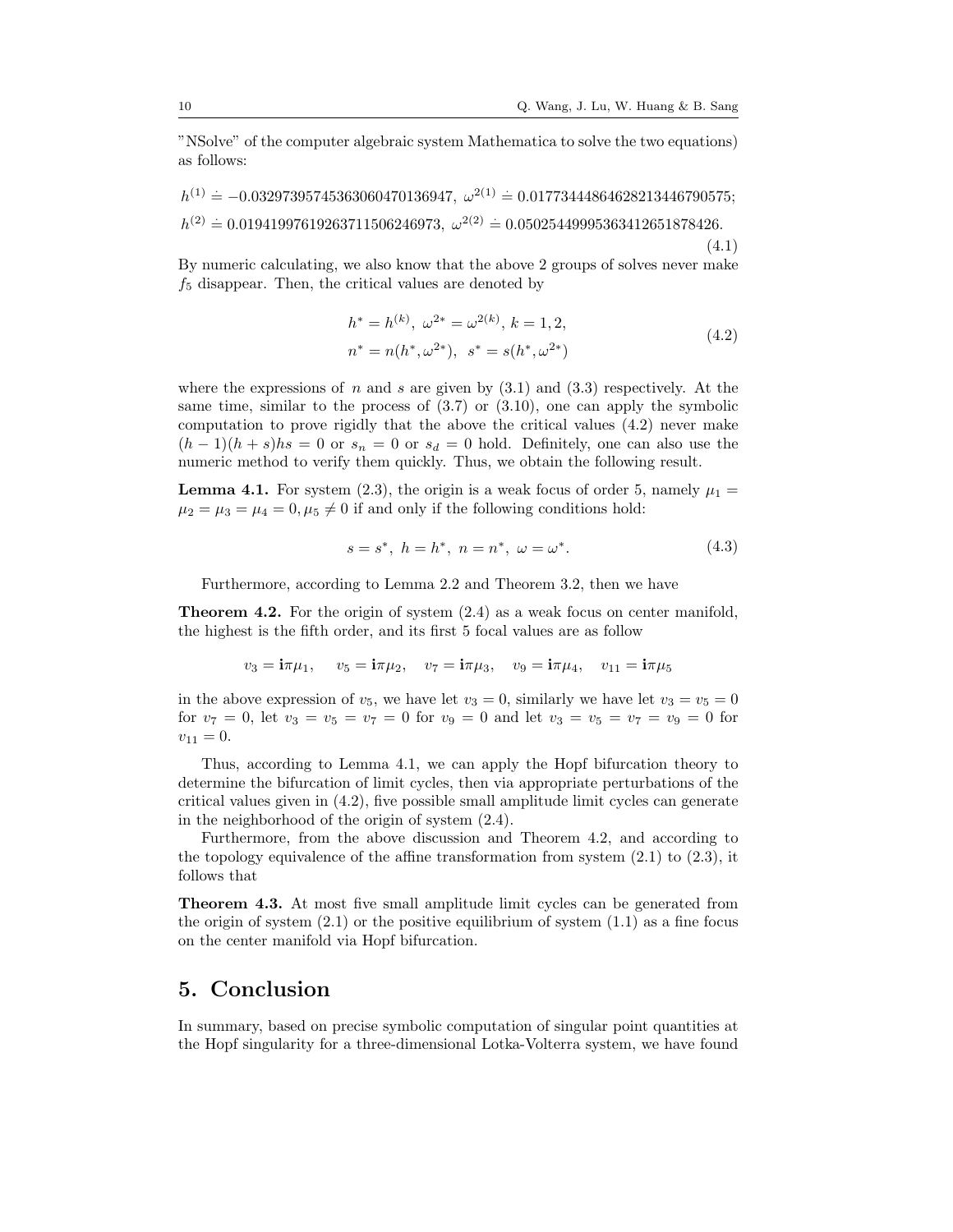"NSolve" of the computer algebraic system Mathematica to solve the two equations) as follows:

$$
\begin{aligned}
&h^{(1)} \doteq -0.0329739574536306047013694 7,\ \omega^{2(1)} \doteq 0.017734448646282134467905 75;\\
&h^{(2)} \doteq 0.019419976192637115062469 73,\ \omega^{2(2)} \doteq 0.050254499953634126518784 26.
\end{aligned}
\tag{4.1}
$$

By numeric calculating, we also know that the above 2 groups of solves never make $f_5$ disappear. Then, the critical values are denoted by

$$
\begin{aligned}
&h^* = h^{(k)},\ \omega^{2*} = \omega^{2(k)},\ k = 1, 2,\\
&n^* = n(h^*, \omega^{2*}),\ \ s^* = s(h^*, \omega^{2*})
\end{aligned}
\tag{4.2}
$$

where the expressions of $n$ and $s$ are given by (3.1) and (3.3) respectively. At the same time, similar to the process of (3.7) or (3.10), one can apply the symbolic computation to prove rigidly that the above the critical values (4.2) never make $(h-1)(h+s)hs = 0$ or $s_n = 0$ or $s_d = 0$ hold. Definitely, one can also use the numeric method to verify them quickly. Thus, we obtain the following result.

**Lemma 4.1.** For system (2.3), the origin is a weak focus of order 5, namely $\mu_1 = \mu_2 = \mu_3 = \mu_4 = 0, \mu_5 \neq 0$ if and only if the following conditions hold:

$$
s = s^*,\ h = h^*,\ n = n^*,\ \omega = \omega^*. \tag{4.3}
$$

Furthermore, according to Lemma 2.2 and Theorem 3.2, then we have

**Theorem 4.2.** For the origin of system (2.4) as a weak focus on center manifold, the highest is the fifth order, and its first 5 focal values are as follow

$$
v_3 = \mathbf{i}\pi\mu_1, \quad v_5 = \mathbf{i}\pi\mu_2, \quad v_7 = \mathbf{i}\pi\mu_3, \quad v_9 = \mathbf{i}\pi\mu_4, \quad v_{11} = \mathbf{i}\pi\mu_5
$$

in the above expression of $v_5$, we have let $v_3 = 0$, similarly we have let $v_3 = v_5 = 0$ for $v_7 = 0$, let $v_3 = v_5 = v_7 = 0$ for $v_9 = 0$ and let $v_3 = v_5 = v_7 = v_9 = 0$ for $v_{11} = 0$.

Thus, according to Lemma 4.1, we can apply the Hopf bifurcation theory to determine the bifurcation of limit cycles, then via appropriate perturbations of the critical values given in (4.2), five possible small amplitude limit cycles can generate in the neighborhood of the origin of system (2.4).

Furthermore, from the above discussion and Theorem 4.2, and according to the topology equivalence of the affine transformation from system (2.1) to (2.3), it follows that

**Theorem 4.3.** At most five small amplitude limit cycles can be generated from the origin of system (2.1) or the positive equilibrium of system (1.1) as a fine focus on the center manifold via Hopf bifurcation.

## 5. Conclusion

In summary, based on precise symbolic computation of singular point quantities at the Hopf singularity for a three-dimensional Lotka-Volterra system, we have found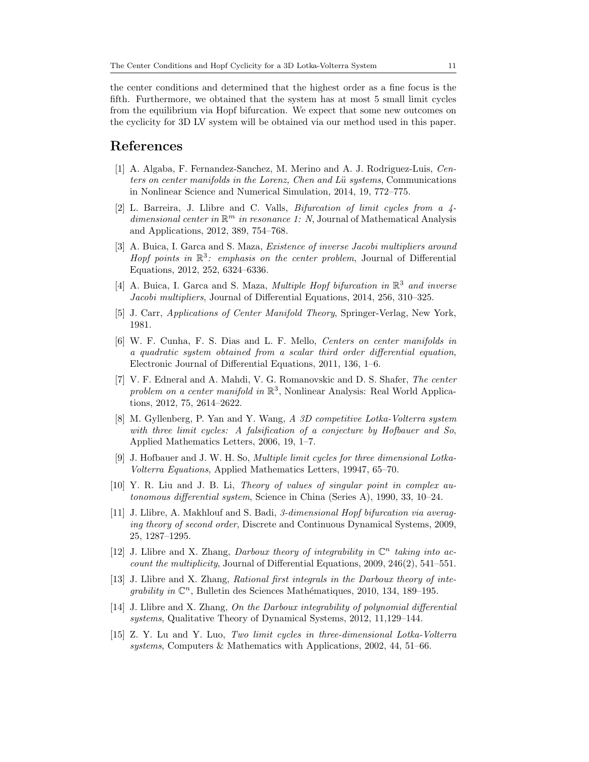the center conditions and determined that the highest order as a fine focus is the fifth. Furthermore, we obtained that the system has at most 5 small limit cycles from the equilibrium via Hopf bifurcation. We expect that some new outcomes on the cyclicity for 3D LV system will be obtained via our method used in this paper.

## References

[1] A. Algaba, F. Fernandez-Sanchez, M. Merino and A. J. Rodriguez-Luis, *Centers on center manifolds in the Lorenz, Chen and Lü systems*, Communications in Nonlinear Science and Numerical Simulation, 2014, 19, 772–775.

[2] L. Barreira, J. Llibre and C. Valls, *Bifurcation of limit cycles from a 4-dimensional center in $\mathbb{R}^m$ in resonance 1: N*, Journal of Mathematical Analysis and Applications, 2012, 389, 754–768.

[3] A. Buica, I. Garca and S. Maza, *Existence of inverse Jacobi multipliers around Hopf points in $\mathbb{R}^3$: emphasis on the center problem*, Journal of Differential Equations, 2012, 252, 6324–6336.

[4] A. Buica, I. Garca and S. Maza, *Multiple Hopf bifurcation in $\mathbb{R}^3$ and inverse Jacobi multipliers*, Journal of Differential Equations, 2014, 256, 310–325.

[5] J. Carr, *Applications of Center Manifold Theory*, Springer-Verlag, New York, 1981.

[6] W. F. Cunha, F. S. Dias and L. F. Mello, *Centers on center manifolds in a quadratic system obtained from a scalar third order differential equation*, Electronic Journal of Differential Equations, 2011, 136, 1–6.

[7] V. F. Edneral and A. Mahdi, V. G. Romanovskic and D. S. Shafer, *The center problem on a center manifold in $\mathbb{R}^3$*, Nonlinear Analysis: Real World Applications, 2012, 75, 2614–2622.

[8] M. Gyllenberg, P. Yan and Y. Wang, *A 3D competitive Lotka-Volterra system with three limit cycles: A falsification of a conjecture by Hofbauer and So*, Applied Mathematics Letters, 2006, 19, 1–7.

[9] J. Hofbauer and J. W. H. So, *Multiple limit cycles for three dimensional Lotka-Volterra Equations*, Applied Mathematics Letters, 19947, 65–70.

[10] Y. R. Liu and J. B. Li, *Theory of values of singular point in complex autonomous differential system*, Science in China (Series A), 1990, 33, 10–24.

[11] J. Llibre, A. Makhlouf and S. Badi, *3-dimensional Hopf bifurcation via averaging theory of second order*, Discrete and Continuous Dynamical Systems, 2009, 25, 1287–1295.

[12] J. Llibre and X. Zhang, *Darboux theory of integrability in $\mathbb{C}^n$ taking into account the multiplicity*, Journal of Differential Equations, 2009, 246(2), 541–551.

[13] J. Llibre and X. Zhang, *Rational first integrals in the Darboux theory of integrability in $\mathbb{C}^n$*, Bulletin des Sciences Mathématiques, 2010, 134, 189–195.

[14] J. Llibre and X. Zhang, *On the Darboux integrability of polynomial differential systems*, Qualitative Theory of Dynamical Systems, 2012, 11,129–144.

[15] Z. Y. Lu and Y. Luo, *Two limit cycles in three-dimensional Lotka-Volterra systems*, Computers & Mathematics with Applications, 2002, 44, 51–66.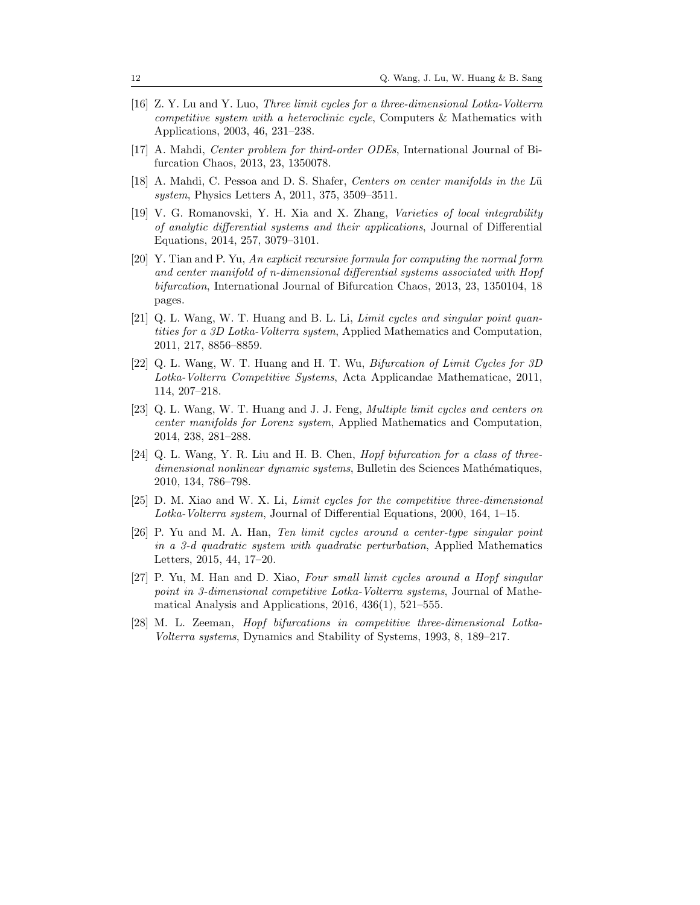[16] Z. Y. Lu and Y. Luo, *Three limit cycles for a three-dimensional Lotka-Volterra competitive system with a heteroclinic cycle*, Computers & Mathematics with Applications, 2003, 46, 231–238.

[17] A. Mahdi, *Center problem for third-order ODEs*, International Journal of Bifurcation Chaos, 2013, 23, 1350078.

[18] A. Mahdi, C. Pessoa and D. S. Shafer, *Centers on center manifolds in the Lü system*, Physics Letters A, 2011, 375, 3509–3511.

[19] V. G. Romanovski, Y. H. Xia and X. Zhang, *Varieties of local integrability of analytic differential systems and their applications*, Journal of Differential Equations, 2014, 257, 3079–3101.

[20] Y. Tian and P. Yu, *An explicit recursive formula for computing the normal form and center manifold of n-dimensional differential systems associated with Hopf bifurcation*, International Journal of Bifurcation Chaos, 2013, 23, 1350104, 18 pages.

[21] Q. L. Wang, W. T. Huang and B. L. Li, *Limit cycles and singular point quantities for a 3D Lotka-Volterra system*, Applied Mathematics and Computation, 2011, 217, 8856–8859.

[22] Q. L. Wang, W. T. Huang and H. T. Wu, *Bifurcation of Limit Cycles for 3D Lotka-Volterra Competitive Systems*, Acta Applicandae Mathematicae, 2011, 114, 207–218.

[23] Q. L. Wang, W. T. Huang and J. J. Feng, *Multiple limit cycles and centers on center manifolds for Lorenz system*, Applied Mathematics and Computation, 2014, 238, 281–288.

[24] Q. L. Wang, Y. R. Liu and H. B. Chen, *Hopf bifurcation for a class of three-dimensional nonlinear dynamic systems*, Bulletin des Sciences Mathématiques, 2010, 134, 786–798.

[25] D. M. Xiao and W. X. Li, *Limit cycles for the competitive three-dimensional Lotka-Volterra system*, Journal of Differential Equations, 2000, 164, 1–15.

[26] P. Yu and M. A. Han, *Ten limit cycles around a center-type singular point in a 3-d quadratic system with quadratic perturbation*, Applied Mathematics Letters, 2015, 44, 17–20.

[27] P. Yu, M. Han and D. Xiao, *Four small limit cycles around a Hopf singular point in 3-dimensional competitive Lotka-Volterra systems*, Journal of Mathematical Analysis and Applications, 2016, 436(1), 521–555.

[28] M. L. Zeeman, *Hopf bifurcations in competitive three-dimensional Lotka-Volterra systems*, Dynamics and Stability of Systems, 1993, 8, 189–217.